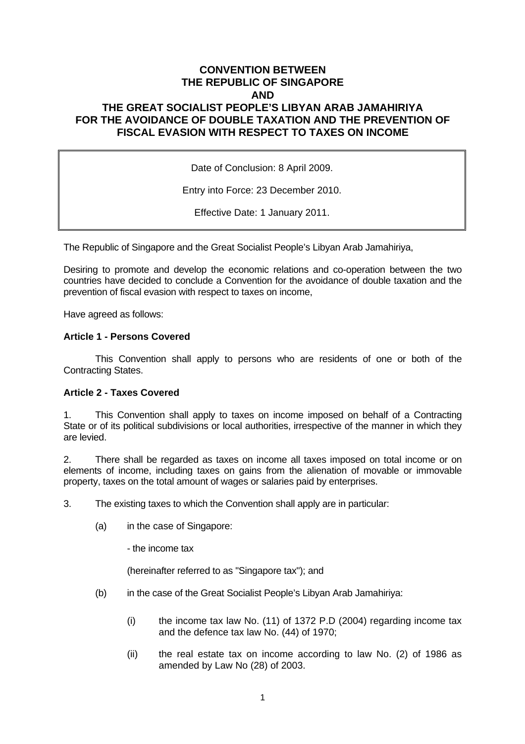# CONVENTION BETWEEN THE REPUBLIC OF SINGAPORE AND THE GREAT SOCIALIST PEOPLE'S LIBYAN ARAB JAMAHIRIYA FOR THE AVOIDANCE OF DOUBLE TAXATION AND THE PREVENTION OF FISCAL EVASION WITH RESPECT TO TAXES ON INCOME

Date of Conclusion: 8 April 2009.

Entry into Force: 23 December 2010.

Effective Date: 1 January 2011.

The Republic of Singapore and the Great Socialist People's Libyan Arab Jamahiriya,

Desiring to promote and develop the economic relations and co-operation between the two countries have decided to conclude a Convention for the avoidance of double taxation and the prevention of fiscal evasion with respect to taxes on income,

Have agreed as follows:

## Article 1 - Persons Covered

This Convention shall apply to persons who are residents of one or both of the Contracting States.

## Article 2 - Taxes Covered

1. This Convention shall apply to taxes on income imposed on behalf of a Contracting State or of its political subdivisions or local authorities, irrespective of the manner in which they are levied.

2. There shall be regarded as taxes on income all taxes imposed on total income or on elements of income, including taxes on gains from the alienation of movable or immovable property, taxes on the total amount of wages or salaries paid by enterprises.

3. The existing taxes to which the Convention shall apply are in particular:

   (a) in the case of Singapore:

   - the income tax

   (hereinafter referred to as "Singapore tax"); and

   (b) in the case of the Great Socialist People's Libyan Arab Jamahiriya:

   (i) the income tax law No. (11) of 1372 P.D (2004) regarding income tax and the defence tax law No. (44) of 1970;

   (ii) the real estate tax on income according to law No. (2) of 1986 as amended by Law No (28) of 2003.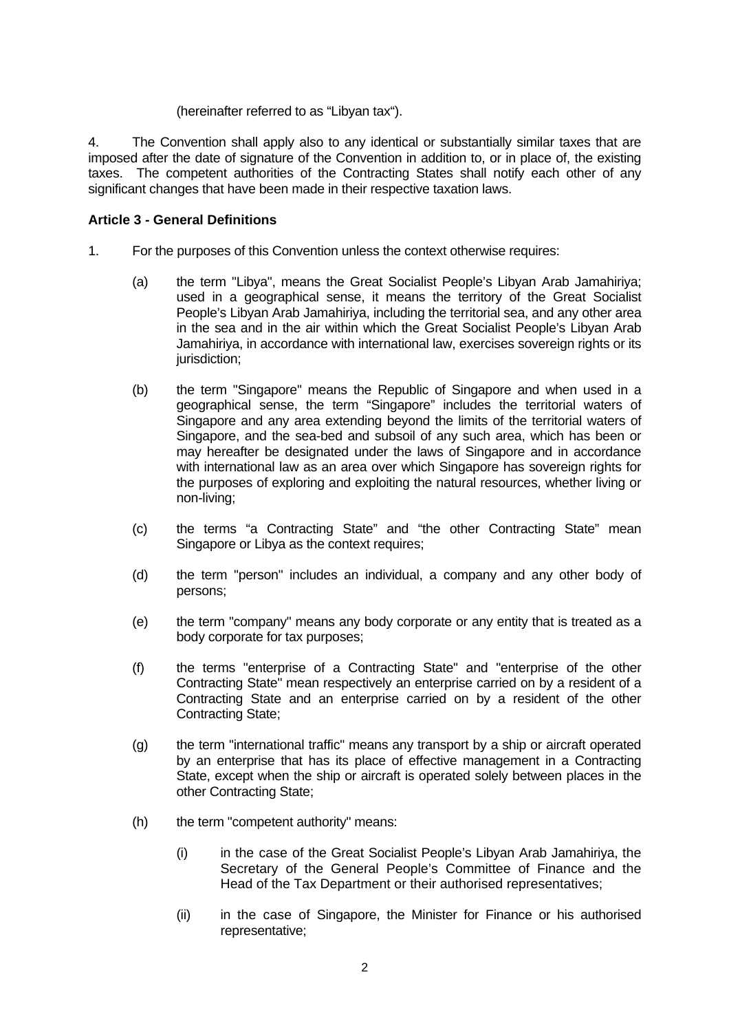(hereinafter referred to as "Libyan tax").

4. The Convention shall apply also to any identical or substantially similar taxes that are imposed after the date of signature of the Convention in addition to, or in place of, the existing taxes. The competent authorities of the Contracting States shall notify each other of any significant changes that have been made in their respective taxation laws.

**Article 3 - General Definitions**

1. For the purposes of this Convention unless the context otherwise requires:

   (a) the term "Libya", means the Great Socialist People's Libyan Arab Jamahiriya; used in a geographical sense, it means the territory of the Great Socialist People's Libyan Arab Jamahiriya, including the territorial sea, and any other area in the sea and in the air within which the Great Socialist People's Libyan Arab Jamahiriya, in accordance with international law, exercises sovereign rights or its jurisdiction;

   (b) the term "Singapore" means the Republic of Singapore and when used in a geographical sense, the term "Singapore" includes the territorial waters of Singapore and any area extending beyond the limits of the territorial waters of Singapore, and the sea-bed and subsoil of any such area, which has been or may hereafter be designated under the laws of Singapore and in accordance with international law as an area over which Singapore has sovereign rights for the purposes of exploring and exploiting the natural resources, whether living or non-living;

   (c) the terms "a Contracting State" and "the other Contracting State" mean Singapore or Libya as the context requires;

   (d) the term "person" includes an individual, a company and any other body of persons;

   (e) the term "company" means any body corporate or any entity that is treated as a body corporate for tax purposes;

   (f) the terms "enterprise of a Contracting State" and "enterprise of the other Contracting State" mean respectively an enterprise carried on by a resident of a Contracting State and an enterprise carried on by a resident of the other Contracting State;

   (g) the term "international traffic" means any transport by a ship or aircraft operated by an enterprise that has its place of effective management in a Contracting State, except when the ship or aircraft is operated solely between places in the other Contracting State;

   (h) the term "competent authority" means:

      (i) in the case of the Great Socialist People's Libyan Arab Jamahiriya, the Secretary of the General People's Committee of Finance and the Head of the Tax Department or their authorised representatives;

      (ii) in the case of Singapore, the Minister for Finance or his authorised representative;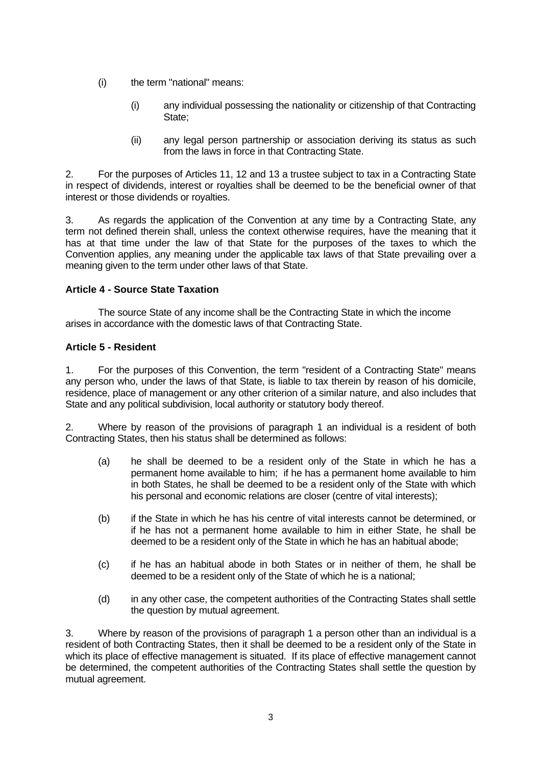(i) the term "national" means:

   (i) any individual possessing the nationality or citizenship of that Contracting State;

   (ii) any legal person partnership or association deriving its status as such from the laws in force in that Contracting State.

2. For the purposes of Articles 11, 12 and 13 a trustee subject to tax in a Contracting State in respect of dividends, interest or royalties shall be deemed to be the beneficial owner of that interest or those dividends or royalties.

3. As regards the application of the Convention at any time by a Contracting State, any term not defined therein shall, unless the context otherwise requires, have the meaning that it has at that time under the law of that State for the purposes of the taxes to which the Convention applies, any meaning under the applicable tax laws of that State prevailing over a meaning given to the term under other laws of that State.

**Article 4 - Source State Taxation**

The source State of any income shall be the Contracting State in which the income arises in accordance with the domestic laws of that Contracting State.

**Article 5 - Resident**

1. For the purposes of this Convention, the term "resident of a Contracting State" means any person who, under the laws of that State, is liable to tax therein by reason of his domicile, residence, place of management or any other criterion of a similar nature, and also includes that State and any political subdivision, local authority or statutory body thereof.

2. Where by reason of the provisions of paragraph 1 an individual is a resident of both Contracting States, then his status shall be determined as follows:

   (a) he shall be deemed to be a resident only of the State in which he has a permanent home available to him; if he has a permanent home available to him in both States, he shall be deemed to be a resident only of the State with which his personal and economic relations are closer (centre of vital interests);

   (b) if the State in which he has his centre of vital interests cannot be determined, or if he has not a permanent home available to him in either State, he shall be deemed to be a resident only of the State in which he has an habitual abode;

   (c) if he has an habitual abode in both States or in neither of them, he shall be deemed to be a resident only of the State of which he is a national;

   (d) in any other case, the competent authorities of the Contracting States shall settle the question by mutual agreement.

3. Where by reason of the provisions of paragraph 1 a person other than an individual is a resident of both Contracting States, then it shall be deemed to be a resident only of the State in which its place of effective management is situated. If its place of effective management cannot be determined, the competent authorities of the Contracting States shall settle the question by mutual agreement.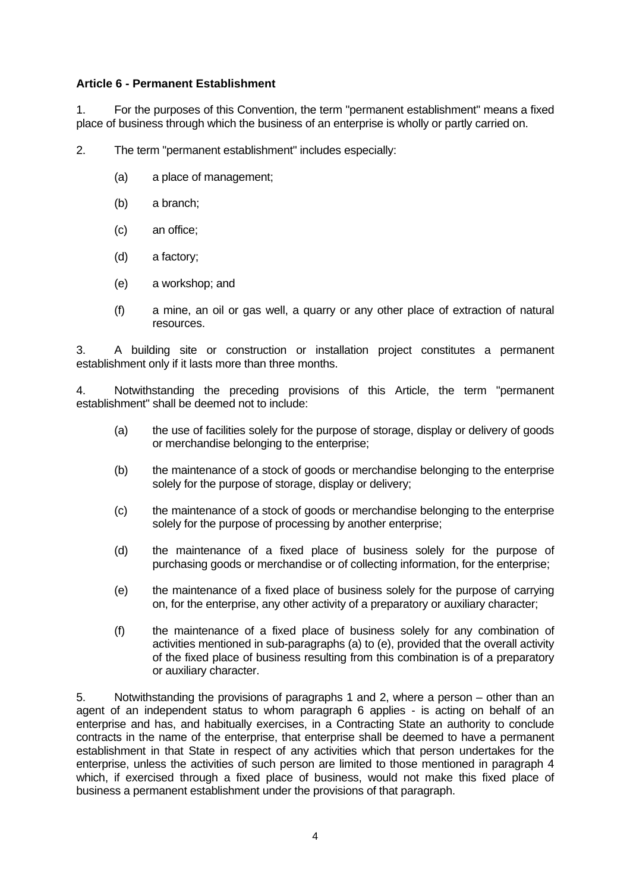**Article 6 - Permanent Establishment**

1. For the purposes of this Convention, the term "permanent establishment" means a fixed place of business through which the business of an enterprise is wholly or partly carried on.

2. The term "permanent establishment" includes especially:

   (a) a place of management;

   (b) a branch;

   (c) an office;

   (d) a factory;

   (e) a workshop; and

   (f) a mine, an oil or gas well, a quarry or any other place of extraction of natural resources.

3. A building site or construction or installation project constitutes a permanent establishment only if it lasts more than three months.

4. Notwithstanding the preceding provisions of this Article, the term "permanent establishment" shall be deemed not to include:

   (a) the use of facilities solely for the purpose of storage, display or delivery of goods or merchandise belonging to the enterprise;

   (b) the maintenance of a stock of goods or merchandise belonging to the enterprise solely for the purpose of storage, display or delivery;

   (c) the maintenance of a stock of goods or merchandise belonging to the enterprise solely for the purpose of processing by another enterprise;

   (d) the maintenance of a fixed place of business solely for the purpose of purchasing goods or merchandise or of collecting information, for the enterprise;

   (e) the maintenance of a fixed place of business solely for the purpose of carrying on, for the enterprise, any other activity of a preparatory or auxiliary character;

   (f) the maintenance of a fixed place of business solely for any combination of activities mentioned in sub-paragraphs (a) to (e), provided that the overall activity of the fixed place of business resulting from this combination is of a preparatory or auxiliary character.

5. Notwithstanding the provisions of paragraphs 1 and 2, where a person – other than an agent of an independent status to whom paragraph 6 applies - is acting on behalf of an enterprise and has, and habitually exercises, in a Contracting State an authority to conclude contracts in the name of the enterprise, that enterprise shall be deemed to have a permanent establishment in that State in respect of any activities which that person undertakes for the enterprise, unless the activities of such person are limited to those mentioned in paragraph 4 which, if exercised through a fixed place of business, would not make this fixed place of business a permanent establishment under the provisions of that paragraph.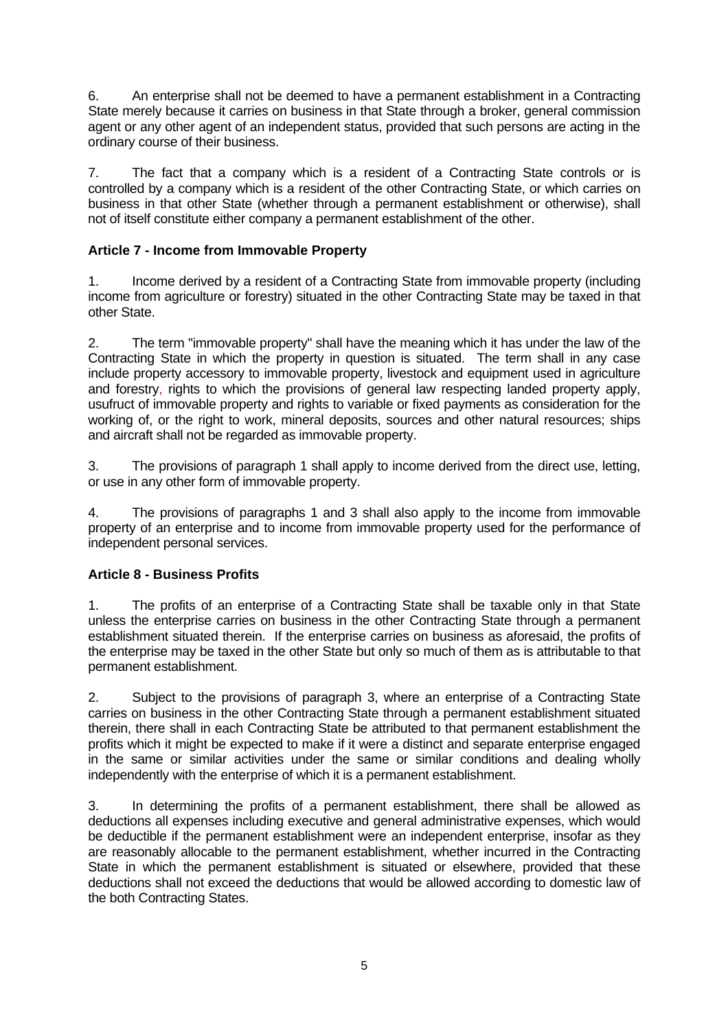6. An enterprise shall not be deemed to have a permanent establishment in a Contracting State merely because it carries on business in that State through a broker, general commission agent or any other agent of an independent status, provided that such persons are acting in the ordinary course of their business.

7. The fact that a company which is a resident of a Contracting State controls or is controlled by a company which is a resident of the other Contracting State, or which carries on business in that other State (whether through a permanent establishment or otherwise), shall not of itself constitute either company a permanent establishment of the other.

### Article 7 - Income from Immovable Property

1. Income derived by a resident of a Contracting State from immovable property (including income from agriculture or forestry) situated in the other Contracting State may be taxed in that other State.

2. The term "immovable property" shall have the meaning which it has under the law of the Contracting State in which the property in question is situated. The term shall in any case include property accessory to immovable property, livestock and equipment used in agriculture and forestry, rights to which the provisions of general law respecting landed property apply, usufruct of immovable property and rights to variable or fixed payments as consideration for the working of, or the right to work, mineral deposits, sources and other natural resources; ships and aircraft shall not be regarded as immovable property.

3. The provisions of paragraph 1 shall apply to income derived from the direct use, letting, or use in any other form of immovable property.

4. The provisions of paragraphs 1 and 3 shall also apply to the income from immovable property of an enterprise and to income from immovable property used for the performance of independent personal services.

### Article 8 - Business Profits

1. The profits of an enterprise of a Contracting State shall be taxable only in that State unless the enterprise carries on business in the other Contracting State through a permanent establishment situated therein. If the enterprise carries on business as aforesaid, the profits of the enterprise may be taxed in the other State but only so much of them as is attributable to that permanent establishment.

2. Subject to the provisions of paragraph 3, where an enterprise of a Contracting State carries on business in the other Contracting State through a permanent establishment situated therein, there shall in each Contracting State be attributed to that permanent establishment the profits which it might be expected to make if it were a distinct and separate enterprise engaged in the same or similar activities under the same or similar conditions and dealing wholly independently with the enterprise of which it is a permanent establishment.

3. In determining the profits of a permanent establishment, there shall be allowed as deductions all expenses including executive and general administrative expenses, which would be deductible if the permanent establishment were an independent enterprise, insofar as they are reasonably allocable to the permanent establishment, whether incurred in the Contracting State in which the permanent establishment is situated or elsewhere, provided that these deductions shall not exceed the deductions that would be allowed according to domestic law of the both Contracting States.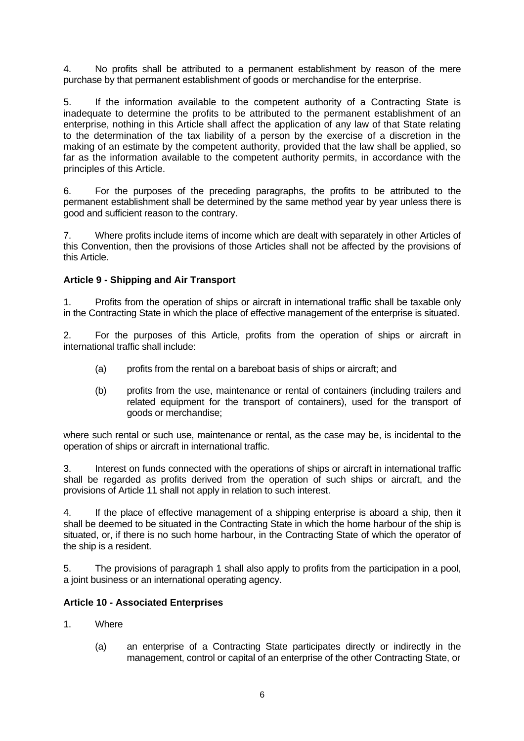4. No profits shall be attributed to a permanent establishment by reason of the mere purchase by that permanent establishment of goods or merchandise for the enterprise.

5. If the information available to the competent authority of a Contracting State is inadequate to determine the profits to be attributed to the permanent establishment of an enterprise, nothing in this Article shall affect the application of any law of that State relating to the determination of the tax liability of a person by the exercise of a discretion in the making of an estimate by the competent authority, provided that the law shall be applied, so far as the information available to the competent authority permits, in accordance with the principles of this Article.

6. For the purposes of the preceding paragraphs, the profits to be attributed to the permanent establishment shall be determined by the same method year by year unless there is good and sufficient reason to the contrary.

7. Where profits include items of income which are dealt with separately in other Articles of this Convention, then the provisions of those Articles shall not be affected by the provisions of this Article.

**Article 9 - Shipping and Air Transport**

1. Profits from the operation of ships or aircraft in international traffic shall be taxable only in the Contracting State in which the place of effective management of the enterprise is situated.

2. For the purposes of this Article, profits from the operation of ships or aircraft in international traffic shall include:

(a) profits from the rental on a bareboat basis of ships or aircraft; and

(b) profits from the use, maintenance or rental of containers (including trailers and related equipment for the transport of containers), used for the transport of goods or merchandise;

where such rental or such use, maintenance or rental, as the case may be, is incidental to the operation of ships or aircraft in international traffic.

3. Interest on funds connected with the operations of ships or aircraft in international traffic shall be regarded as profits derived from the operation of such ships or aircraft, and the provisions of Article 11 shall not apply in relation to such interest.

4. If the place of effective management of a shipping enterprise is aboard a ship, then it shall be deemed to be situated in the Contracting State in which the home harbour of the ship is situated, or, if there is no such home harbour, in the Contracting State of which the operator of the ship is a resident.

5. The provisions of paragraph 1 shall also apply to profits from the participation in a pool, a joint business or an international operating agency.

**Article 10 - Associated Enterprises**

1. Where

(a) an enterprise of a Contracting State participates directly or indirectly in the management, control or capital of an enterprise of the other Contracting State, or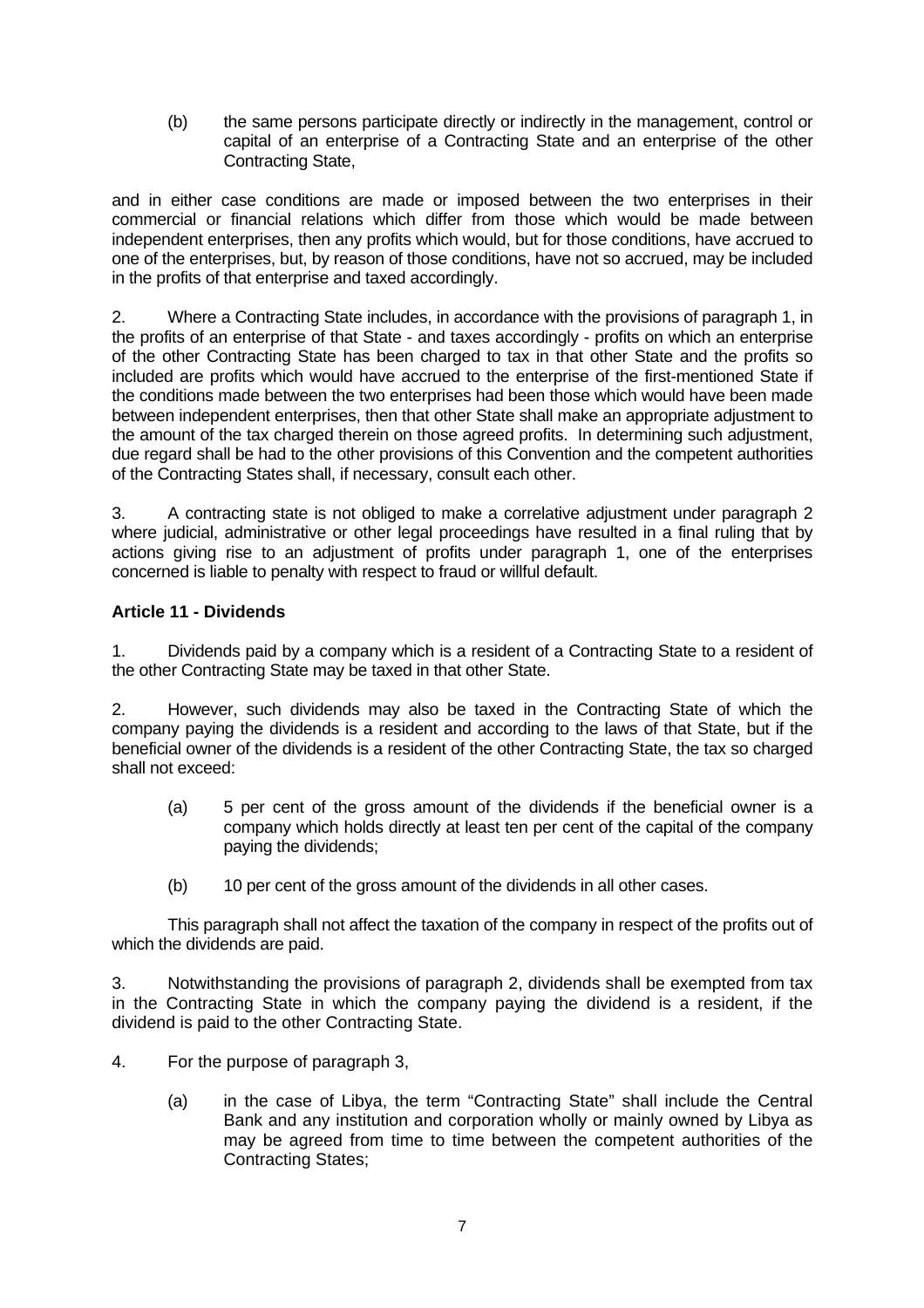(b) the same persons participate directly or indirectly in the management, control or capital of an enterprise of a Contracting State and an enterprise of the other Contracting State,

and in either case conditions are made or imposed between the two enterprises in their commercial or financial relations which differ from those which would be made between independent enterprises, then any profits which would, but for those conditions, have accrued to one of the enterprises, but, by reason of those conditions, have not so accrued, may be included in the profits of that enterprise and taxed accordingly.

2. Where a Contracting State includes, in accordance with the provisions of paragraph 1, in the profits of an enterprise of that State - and taxes accordingly - profits on which an enterprise of the other Contracting State has been charged to tax in that other State and the profits so included are profits which would have accrued to the enterprise of the first-mentioned State if the conditions made between the two enterprises had been those which would have been made between independent enterprises, then that other State shall make an appropriate adjustment to the amount of the tax charged therein on those agreed profits. In determining such adjustment, due regard shall be had to the other provisions of this Convention and the competent authorities of the Contracting States shall, if necessary, consult each other.

3. A contracting state is not obliged to make a correlative adjustment under paragraph 2 where judicial, administrative or other legal proceedings have resulted in a final ruling that by actions giving rise to an adjustment of profits under paragraph 1, one of the enterprises concerned is liable to penalty with respect to fraud or willful default.

**Article 11 - Dividends**

1. Dividends paid by a company which is a resident of a Contracting State to a resident of the other Contracting State may be taxed in that other State.

2. However, such dividends may also be taxed in the Contracting State of which the company paying the dividends is a resident and according to the laws of that State, but if the beneficial owner of the dividends is a resident of the other Contracting State, the tax so charged shall not exceed:

(a) 5 per cent of the gross amount of the dividends if the beneficial owner is a company which holds directly at least ten per cent of the capital of the company paying the dividends;

(b) 10 per cent of the gross amount of the dividends in all other cases.

This paragraph shall not affect the taxation of the company in respect of the profits out of which the dividends are paid.

3. Notwithstanding the provisions of paragraph 2, dividends shall be exempted from tax in the Contracting State in which the company paying the dividend is a resident, if the dividend is paid to the other Contracting State.

4. For the purpose of paragraph 3,

(a) in the case of Libya, the term "Contracting State" shall include the Central Bank and any institution and corporation wholly or mainly owned by Libya as may be agreed from time to time between the competent authorities of the Contracting States;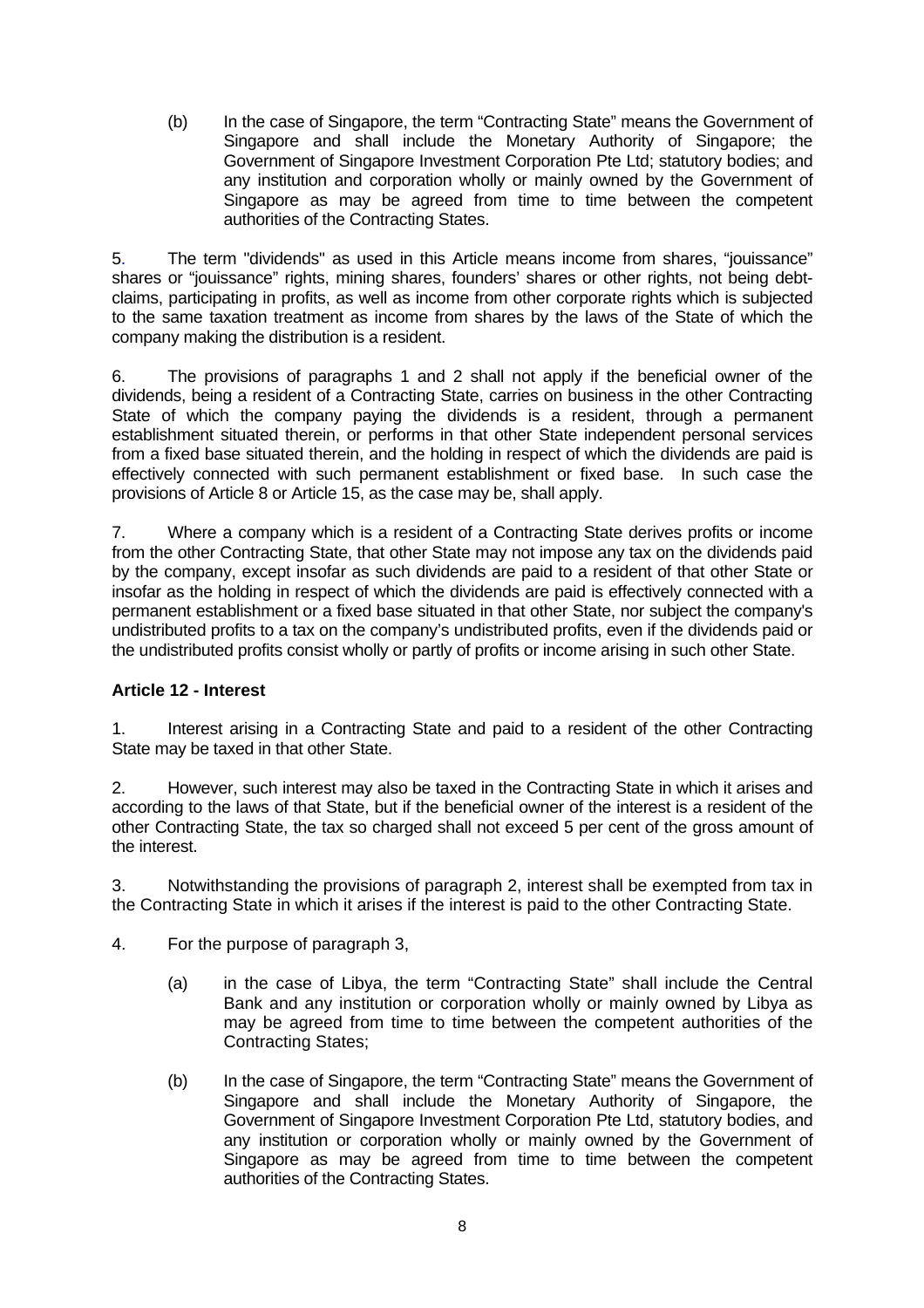(b) In the case of Singapore, the term “Contracting State” means the Government of Singapore and shall include the Monetary Authority of Singapore; the Government of Singapore Investment Corporation Pte Ltd; statutory bodies; and any institution and corporation wholly or mainly owned by the Government of Singapore as may be agreed from time to time between the competent authorities of the Contracting States.

5. The term "dividends" as used in this Article means income from shares, “jouissance” shares or “jouissance” rights, mining shares, founders’ shares or other rights, not being debt-claims, participating in profits, as well as income from other corporate rights which is subjected to the same taxation treatment as income from shares by the laws of the State of which the company making the distribution is a resident.

6. The provisions of paragraphs 1 and 2 shall not apply if the beneficial owner of the dividends, being a resident of a Contracting State, carries on business in the other Contracting State of which the company paying the dividends is a resident, through a permanent establishment situated therein, or performs in that other State independent personal services from a fixed base situated therein, and the holding in respect of which the dividends are paid is effectively connected with such permanent establishment or fixed base. In such case the provisions of Article 8 or Article 15, as the case may be, shall apply.

7. Where a company which is a resident of a Contracting State derives profits or income from the other Contracting State, that other State may not impose any tax on the dividends paid by the company, except insofar as such dividends are paid to a resident of that other State or insofar as the holding in respect of which the dividends are paid is effectively connected with a permanent establishment or a fixed base situated in that other State, nor subject the company's undistributed profits to a tax on the company’s undistributed profits, even if the dividends paid or the undistributed profits consist wholly or partly of profits or income arising in such other State.

**Article 12 - Interest**

1. Interest arising in a Contracting State and paid to a resident of the other Contracting State may be taxed in that other State.

2. However, such interest may also be taxed in the Contracting State in which it arises and according to the laws of that State, but if the beneficial owner of the interest is a resident of the other Contracting State, the tax so charged shall not exceed 5 per cent of the gross amount of the interest.

3. Notwithstanding the provisions of paragraph 2, interest shall be exempted from tax in the Contracting State in which it arises if the interest is paid to the other Contracting State.

4. For the purpose of paragraph 3,

(a) in the case of Libya, the term “Contracting State” shall include the Central Bank and any institution or corporation wholly or mainly owned by Libya as may be agreed from time to time between the competent authorities of the Contracting States;

(b) In the case of Singapore, the term “Contracting State” means the Government of Singapore and shall include the Monetary Authority of Singapore, the Government of Singapore Investment Corporation Pte Ltd, statutory bodies, and any institution or corporation wholly or mainly owned by the Government of Singapore as may be agreed from time to time between the competent authorities of the Contracting States.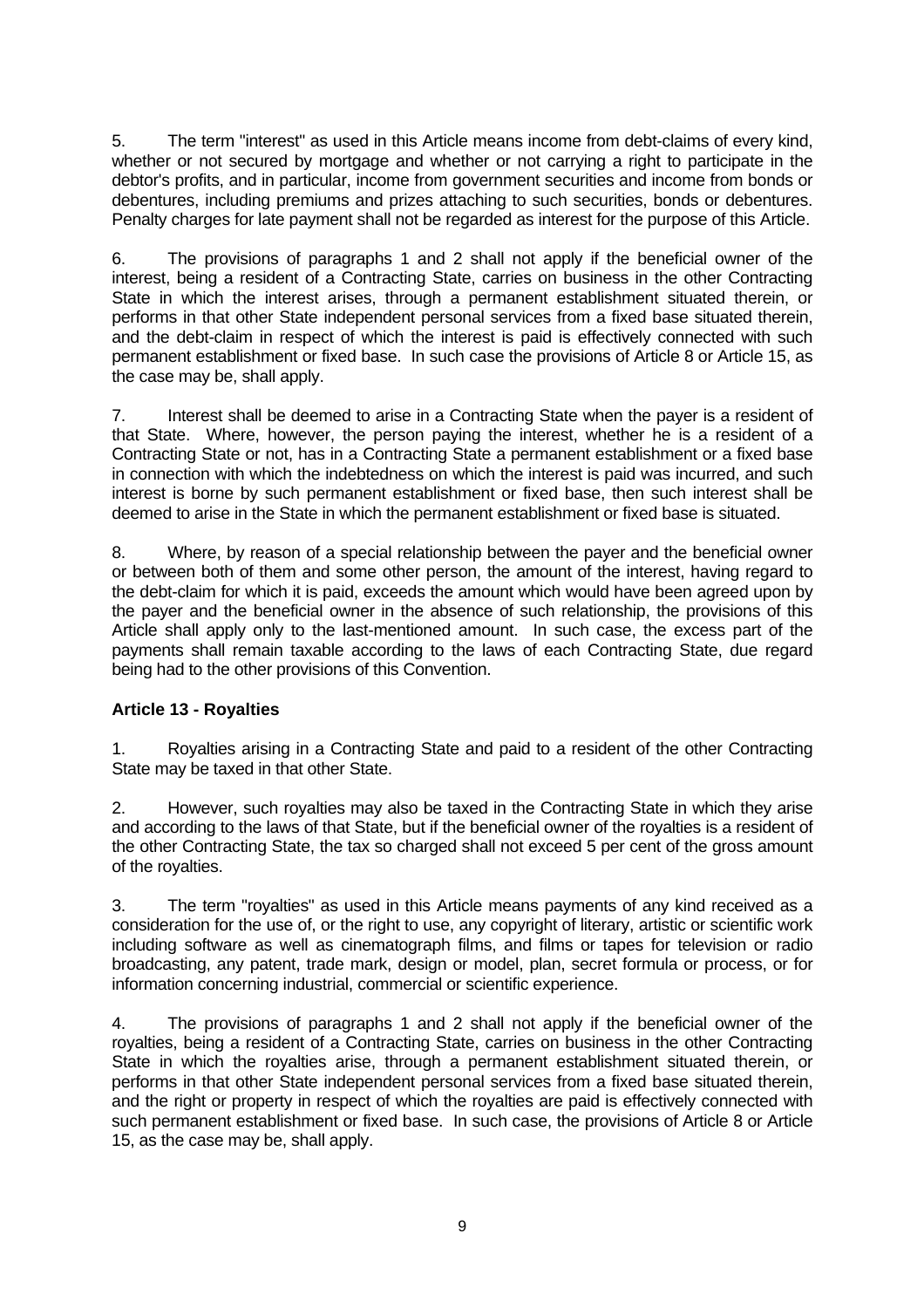5. The term "interest" as used in this Article means income from debt-claims of every kind, whether or not secured by mortgage and whether or not carrying a right to participate in the debtor's profits, and in particular, income from government securities and income from bonds or debentures, including premiums and prizes attaching to such securities, bonds or debentures. Penalty charges for late payment shall not be regarded as interest for the purpose of this Article.

6. The provisions of paragraphs 1 and 2 shall not apply if the beneficial owner of the interest, being a resident of a Contracting State, carries on business in the other Contracting State in which the interest arises, through a permanent establishment situated therein, or performs in that other State independent personal services from a fixed base situated therein, and the debt-claim in respect of which the interest is paid is effectively connected with such permanent establishment or fixed base. In such case the provisions of Article 8 or Article 15, as the case may be, shall apply.

7. Interest shall be deemed to arise in a Contracting State when the payer is a resident of that State. Where, however, the person paying the interest, whether he is a resident of a Contracting State or not, has in a Contracting State a permanent establishment or a fixed base in connection with which the indebtedness on which the interest is paid was incurred, and such interest is borne by such permanent establishment or fixed base, then such interest shall be deemed to arise in the State in which the permanent establishment or fixed base is situated.

8. Where, by reason of a special relationship between the payer and the beneficial owner or between both of them and some other person, the amount of the interest, having regard to the debt-claim for which it is paid, exceeds the amount which would have been agreed upon by the payer and the beneficial owner in the absence of such relationship, the provisions of this Article shall apply only to the last-mentioned amount. In such case, the excess part of the payments shall remain taxable according to the laws of each Contracting State, due regard being had to the other provisions of this Convention.

**Article 13 - Royalties**

1. Royalties arising in a Contracting State and paid to a resident of the other Contracting State may be taxed in that other State.

2. However, such royalties may also be taxed in the Contracting State in which they arise and according to the laws of that State, but if the beneficial owner of the royalties is a resident of the other Contracting State, the tax so charged shall not exceed 5 per cent of the gross amount of the royalties.

3. The term "royalties" as used in this Article means payments of any kind received as a consideration for the use of, or the right to use, any copyright of literary, artistic or scientific work including software as well as cinematograph films, and films or tapes for television or radio broadcasting, any patent, trade mark, design or model, plan, secret formula or process, or for information concerning industrial, commercial or scientific experience.

4. The provisions of paragraphs 1 and 2 shall not apply if the beneficial owner of the royalties, being a resident of a Contracting State, carries on business in the other Contracting State in which the royalties arise, through a permanent establishment situated therein, or performs in that other State independent personal services from a fixed base situated therein, and the right or property in respect of which the royalties are paid is effectively connected with such permanent establishment or fixed base. In such case, the provisions of Article 8 or Article 15, as the case may be, shall apply.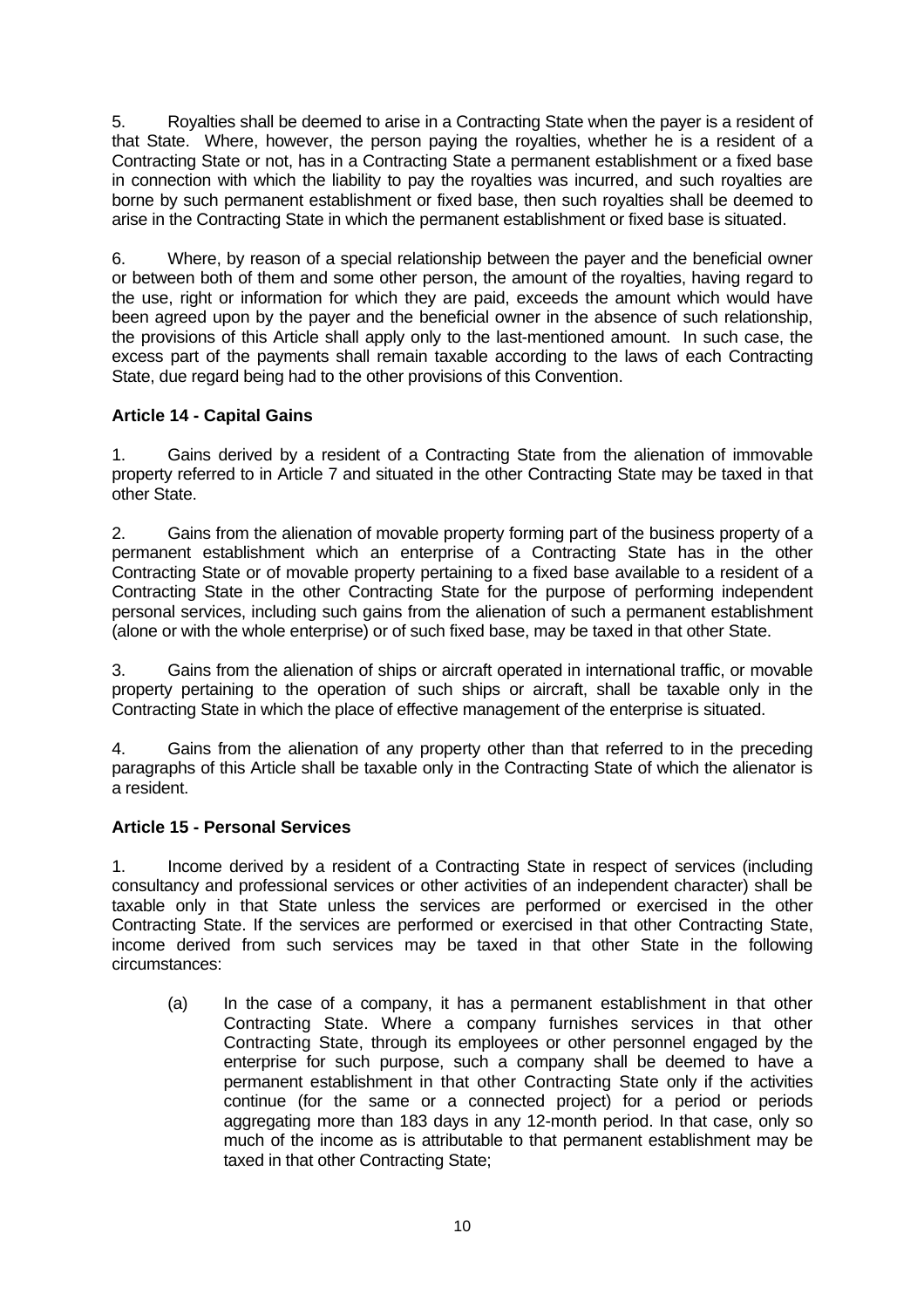5. Royalties shall be deemed to arise in a Contracting State when the payer is a resident of that State. Where, however, the person paying the royalties, whether he is a resident of a Contracting State or not, has in a Contracting State a permanent establishment or a fixed base in connection with which the liability to pay the royalties was incurred, and such royalties are borne by such permanent establishment or fixed base, then such royalties shall be deemed to arise in the Contracting State in which the permanent establishment or fixed base is situated.

6. Where, by reason of a special relationship between the payer and the beneficial owner or between both of them and some other person, the amount of the royalties, having regard to the use, right or information for which they are paid, exceeds the amount which would have been agreed upon by the payer and the beneficial owner in the absence of such relationship, the provisions of this Article shall apply only to the last-mentioned amount. In such case, the excess part of the payments shall remain taxable according to the laws of each Contracting State, due regard being had to the other provisions of this Convention.

**Article 14 - Capital Gains**

1. Gains derived by a resident of a Contracting State from the alienation of immovable property referred to in Article 7 and situated in the other Contracting State may be taxed in that other State.

2. Gains from the alienation of movable property forming part of the business property of a permanent establishment which an enterprise of a Contracting State has in the other Contracting State or of movable property pertaining to a fixed base available to a resident of a Contracting State in the other Contracting State for the purpose of performing independent personal services, including such gains from the alienation of such a permanent establishment (alone or with the whole enterprise) or of such fixed base, may be taxed in that other State.

3. Gains from the alienation of ships or aircraft operated in international traffic, or movable property pertaining to the operation of such ships or aircraft, shall be taxable only in the Contracting State in which the place of effective management of the enterprise is situated.

4. Gains from the alienation of any property other than that referred to in the preceding paragraphs of this Article shall be taxable only in the Contracting State of which the alienator is a resident.

**Article 15 - Personal Services**

1. Income derived by a resident of a Contracting State in respect of services (including consultancy and professional services or other activities of an independent character) shall be taxable only in that State unless the services are performed or exercised in the other Contracting State. If the services are performed or exercised in that other Contracting State, income derived from such services may be taxed in that other State in the following circumstances:

(a) In the case of a company, it has a permanent establishment in that other Contracting State. Where a company furnishes services in that other Contracting State, through its employees or other personnel engaged by the enterprise for such purpose, such a company shall be deemed to have a permanent establishment in that other Contracting State only if the activities continue (for the same or a connected project) for a period or periods aggregating more than 183 days in any 12-month period. In that case, only so much of the income as is attributable to that permanent establishment may be taxed in that other Contracting State;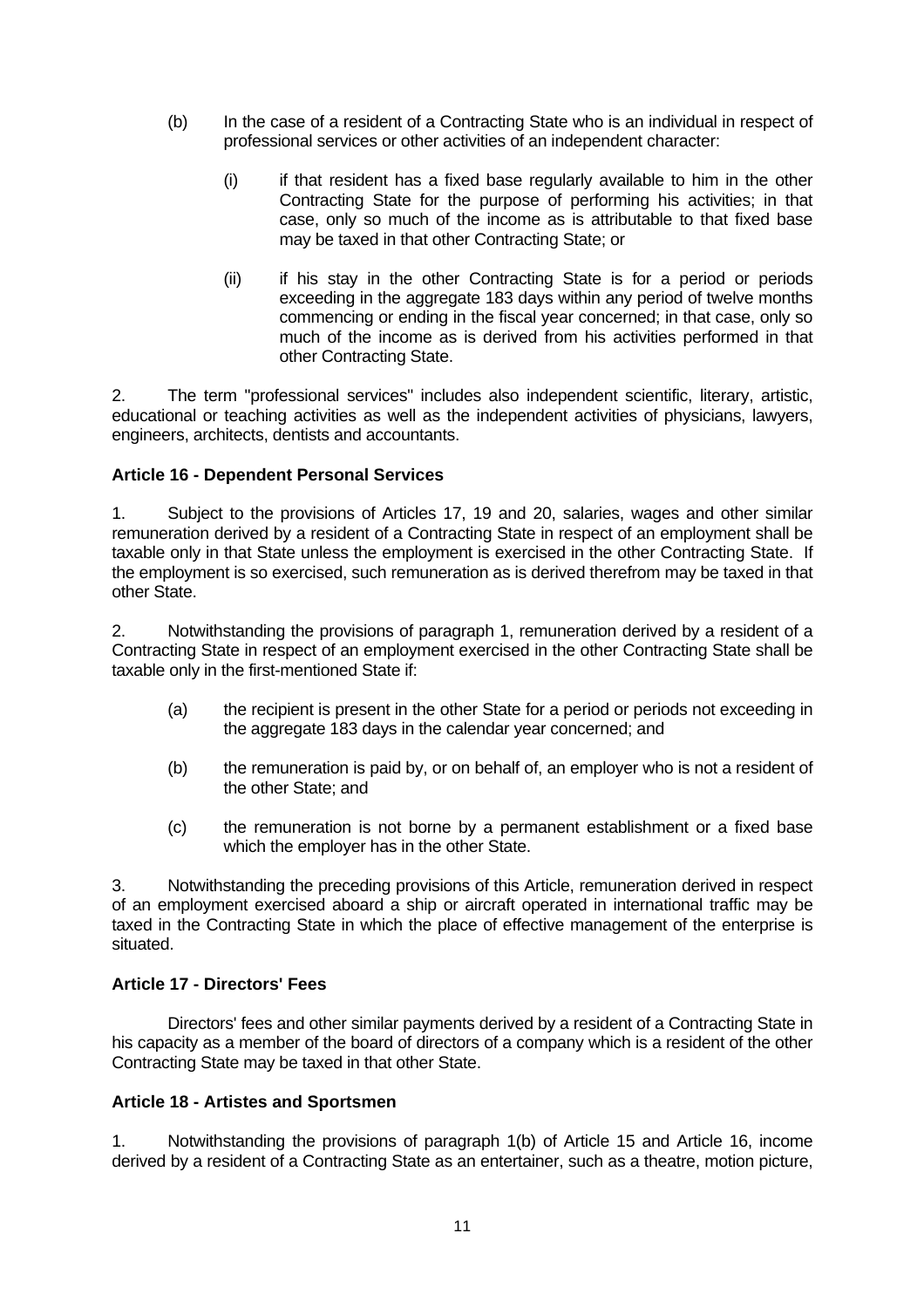(b) In the case of a resident of a Contracting State who is an individual in respect of professional services or other activities of an independent character:

   (i) if that resident has a fixed base regularly available to him in the other Contracting State for the purpose of performing his activities; in that case, only so much of the income as is attributable to that fixed base may be taxed in that other Contracting State; or

   (ii) if his stay in the other Contracting State is for a period or periods exceeding in the aggregate 183 days within any period of twelve months commencing or ending in the fiscal year concerned; in that case, only so much of the income as is derived from his activities performed in that other Contracting State.

2. The term "professional services" includes also independent scientific, literary, artistic, educational or teaching activities as well as the independent activities of physicians, lawyers, engineers, architects, dentists and accountants.

**Article 16 - Dependent Personal Services**

1. Subject to the provisions of Articles 17, 19 and 20, salaries, wages and other similar remuneration derived by a resident of a Contracting State in respect of an employment shall be taxable only in that State unless the employment is exercised in the other Contracting State. If the employment is so exercised, such remuneration as is derived therefrom may be taxed in that other State.

2. Notwithstanding the provisions of paragraph 1, remuneration derived by a resident of a Contracting State in respect of an employment exercised in the other Contracting State shall be taxable only in the first-mentioned State if:

   (a) the recipient is present in the other State for a period or periods not exceeding in the aggregate 183 days in the calendar year concerned; and

   (b) the remuneration is paid by, or on behalf of, an employer who is not a resident of the other State; and

   (c) the remuneration is not borne by a permanent establishment or a fixed base which the employer has in the other State.

3. Notwithstanding the preceding provisions of this Article, remuneration derived in respect of an employment exercised aboard a ship or aircraft operated in international traffic may be taxed in the Contracting State in which the place of effective management of the enterprise is situated.

**Article 17 - Directors' Fees**

Directors' fees and other similar payments derived by a resident of a Contracting State in his capacity as a member of the board of directors of a company which is a resident of the other Contracting State may be taxed in that other State.

**Article 18 - Artistes and Sportsmen**

1. Notwithstanding the provisions of paragraph 1(b) of Article 15 and Article 16, income derived by a resident of a Contracting State as an entertainer, such as a theatre, motion picture,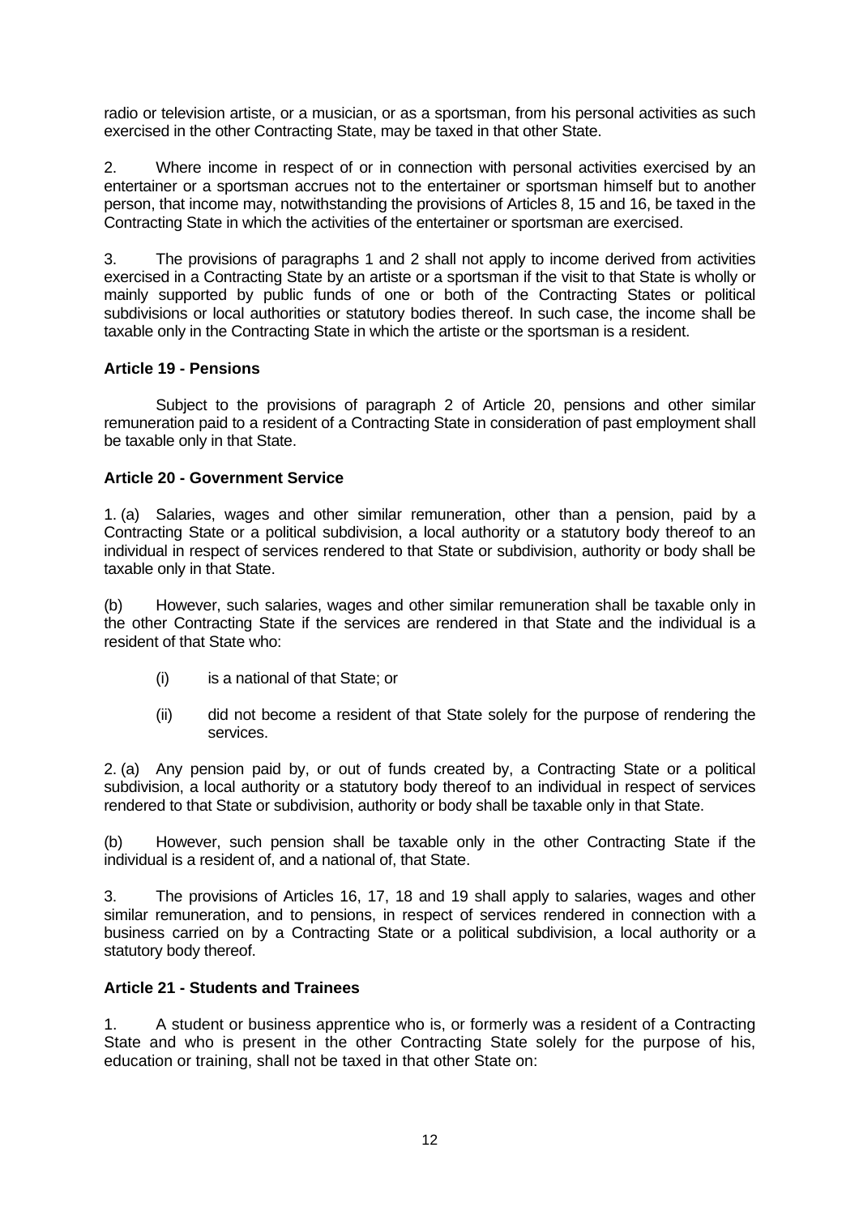radio or television artiste, or a musician, or as a sportsman, from his personal activities as such exercised in the other Contracting State, may be taxed in that other State.

2. Where income in respect of or in connection with personal activities exercised by an entertainer or a sportsman accrues not to the entertainer or sportsman himself but to another person, that income may, notwithstanding the provisions of Articles 8, 15 and 16, be taxed in the Contracting State in which the activities of the entertainer or sportsman are exercised.

3. The provisions of paragraphs 1 and 2 shall not apply to income derived from activities exercised in a Contracting State by an artiste or a sportsman if the visit to that State is wholly or mainly supported by public funds of one or both of the Contracting States or political subdivisions or local authorities or statutory bodies thereof. In such case, the income shall be taxable only in the Contracting State in which the artiste or the sportsman is a resident.

**Article 19 - Pensions**

Subject to the provisions of paragraph 2 of Article 20, pensions and other similar remuneration paid to a resident of a Contracting State in consideration of past employment shall be taxable only in that State.

**Article 20 - Government Service**

1. (a) Salaries, wages and other similar remuneration, other than a pension, paid by a Contracting State or a political subdivision, a local authority or a statutory body thereof to an individual in respect of services rendered to that State or subdivision, authority or body shall be taxable only in that State.

(b) However, such salaries, wages and other similar remuneration shall be taxable only in the other Contracting State if the services are rendered in that State and the individual is a resident of that State who:

- (i) is a national of that State; or
- (ii) did not become a resident of that State solely for the purpose of rendering the services.

2. (a) Any pension paid by, or out of funds created by, a Contracting State or a political subdivision, a local authority or a statutory body thereof to an individual in respect of services rendered to that State or subdivision, authority or body shall be taxable only in that State.

(b) However, such pension shall be taxable only in the other Contracting State if the individual is a resident of, and a national of, that State.

3. The provisions of Articles 16, 17, 18 and 19 shall apply to salaries, wages and other similar remuneration, and to pensions, in respect of services rendered in connection with a business carried on by a Contracting State or a political subdivision, a local authority or a statutory body thereof.

**Article 21 - Students and Trainees**

1. A student or business apprentice who is, or formerly was a resident of a Contracting State and who is present in the other Contracting State solely for the purpose of his, education or training, shall not be taxed in that other State on: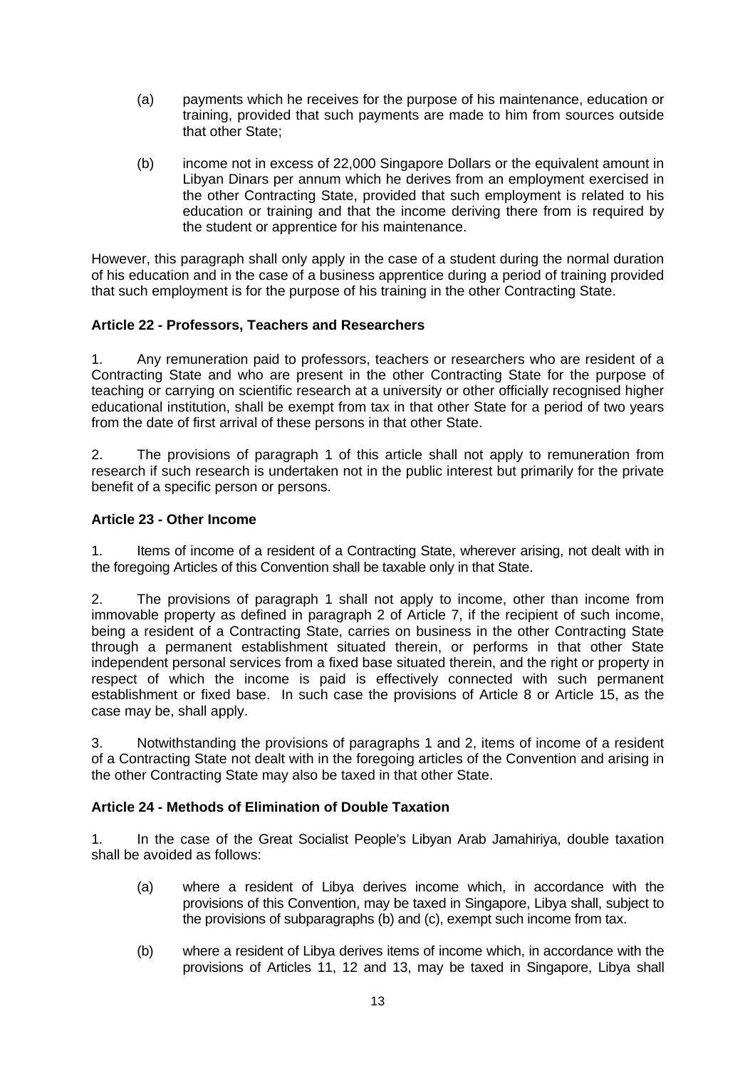(a) payments which he receives for the purpose of his maintenance, education or training, provided that such payments are made to him from sources outside that other State;

(b) income not in excess of 22,000 Singapore Dollars or the equivalent amount in Libyan Dinars per annum which he derives from an employment exercised in the other Contracting State, provided that such employment is related to his education or training and that the income deriving there from is required by the student or apprentice for his maintenance.

However, this paragraph shall only apply in the case of a student during the normal duration of his education and in the case of a business apprentice during a period of training provided that such employment is for the purpose of his training in the other Contracting State.

**Article 22 - Professors, Teachers and Researchers**

1. Any remuneration paid to professors, teachers or researchers who are resident of a Contracting State and who are present in the other Contracting State for the purpose of teaching or carrying on scientific research at a university or other officially recognised higher educational institution, shall be exempt from tax in that other State for a period of two years from the date of first arrival of these persons in that other State.

2. The provisions of paragraph 1 of this article shall not apply to remuneration from research if such research is undertaken not in the public interest but primarily for the private benefit of a specific person or persons.

**Article 23 - Other Income**

1. Items of income of a resident of a Contracting State, wherever arising, not dealt with in the foregoing Articles of this Convention shall be taxable only in that State.

2. The provisions of paragraph 1 shall not apply to income, other than income from immovable property as defined in paragraph 2 of Article 7, if the recipient of such income, being a resident of a Contracting State, carries on business in the other Contracting State through a permanent establishment situated therein, or performs in that other State independent personal services from a fixed base situated therein, and the right or property in respect of which the income is paid is effectively connected with such permanent establishment or fixed base. In such case the provisions of Article 8 or Article 15, as the case may be, shall apply.

3. Notwithstanding the provisions of paragraphs 1 and 2, items of income of a resident of a Contracting State not dealt with in the foregoing articles of the Convention and arising in the other Contracting State may also be taxed in that other State.

**Article 24 - Methods of Elimination of Double Taxation**

1. In the case of the Great Socialist People's Libyan Arab Jamahiriya, double taxation shall be avoided as follows:

(a) where a resident of Libya derives income which, in accordance with the provisions of this Convention, may be taxed in Singapore, Libya shall, subject to the provisions of subparagraphs (b) and (c), exempt such income from tax.

(b) where a resident of Libya derives items of income which, in accordance with the provisions of Articles 11, 12 and 13, may be taxed in Singapore, Libya shall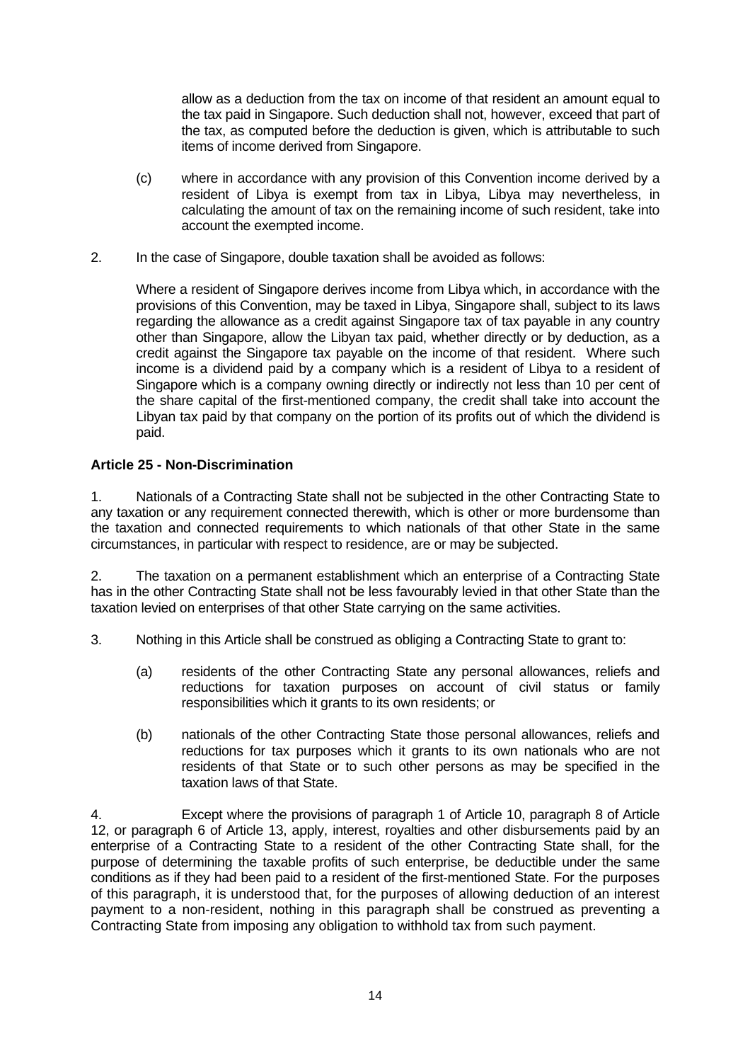allow as a deduction from the tax on income of that resident an amount equal to the tax paid in Singapore. Such deduction shall not, however, exceed that part of the tax, as computed before the deduction is given, which is attributable to such items of income derived from Singapore.

(c) where in accordance with any provision of this Convention income derived by a resident of Libya is exempt from tax in Libya, Libya may nevertheless, in calculating the amount of tax on the remaining income of such resident, take into account the exempted income.

2. In the case of Singapore, double taxation shall be avoided as follows:

Where a resident of Singapore derives income from Libya which, in accordance with the provisions of this Convention, may be taxed in Libya, Singapore shall, subject to its laws regarding the allowance as a credit against Singapore tax of tax payable in any country other than Singapore, allow the Libyan tax paid, whether directly or by deduction, as a credit against the Singapore tax payable on the income of that resident. Where such income is a dividend paid by a company which is a resident of Libya to a resident of Singapore which is a company owning directly or indirectly not less than 10 per cent of the share capital of the first-mentioned company, the credit shall take into account the Libyan tax paid by that company on the portion of its profits out of which the dividend is paid.

**Article 25 - Non-Discrimination**

1. Nationals of a Contracting State shall not be subjected in the other Contracting State to any taxation or any requirement connected therewith, which is other or more burdensome than the taxation and connected requirements to which nationals of that other State in the same circumstances, in particular with respect to residence, are or may be subjected.

2. The taxation on a permanent establishment which an enterprise of a Contracting State has in the other Contracting State shall not be less favourably levied in that other State than the taxation levied on enterprises of that other State carrying on the same activities.

3. Nothing in this Article shall be construed as obliging a Contracting State to grant to:

(a) residents of the other Contracting State any personal allowances, reliefs and reductions for taxation purposes on account of civil status or family responsibilities which it grants to its own residents; or

(b) nationals of the other Contracting State those personal allowances, reliefs and reductions for tax purposes which it grants to its own nationals who are not residents of that State or to such other persons as may be specified in the taxation laws of that State.

4. Except where the provisions of paragraph 1 of Article 10, paragraph 8 of Article 12, or paragraph 6 of Article 13, apply, interest, royalties and other disbursements paid by an enterprise of a Contracting State to a resident of the other Contracting State shall, for the purpose of determining the taxable profits of such enterprise, be deductible under the same conditions as if they had been paid to a resident of the first-mentioned State. For the purposes of this paragraph, it is understood that, for the purposes of allowing deduction of an interest payment to a non-resident, nothing in this paragraph shall be construed as preventing a Contracting State from imposing any obligation to withhold tax from such payment.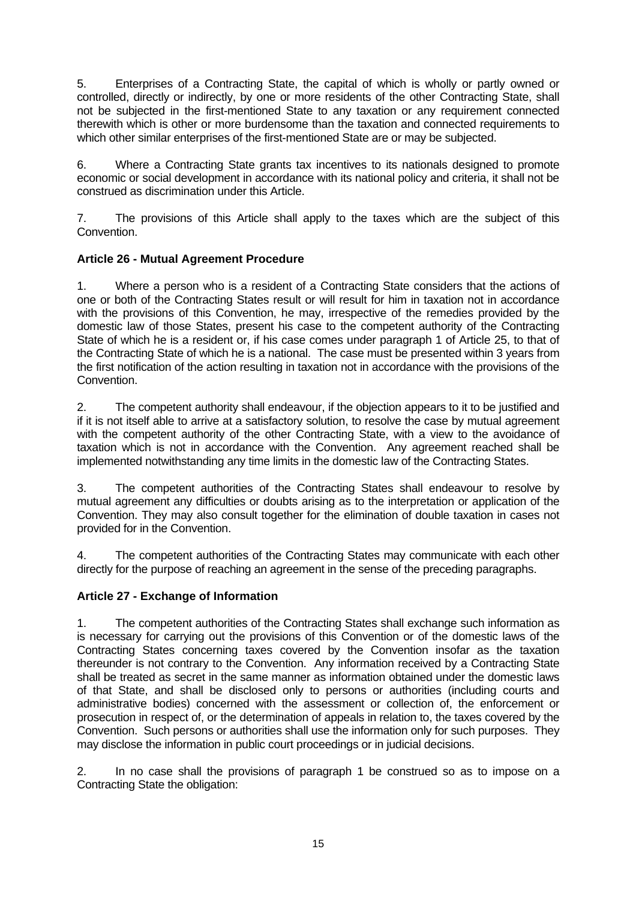5. Enterprises of a Contracting State, the capital of which is wholly or partly owned or controlled, directly or indirectly, by one or more residents of the other Contracting State, shall not be subjected in the first-mentioned State to any taxation or any requirement connected therewith which is other or more burdensome than the taxation and connected requirements to which other similar enterprises of the first-mentioned State are or may be subjected.

6. Where a Contracting State grants tax incentives to its nationals designed to promote economic or social development in accordance with its national policy and criteria, it shall not be construed as discrimination under this Article.

7. The provisions of this Article shall apply to the taxes which are the subject of this Convention.

**Article 26 - Mutual Agreement Procedure**

1. Where a person who is a resident of a Contracting State considers that the actions of one or both of the Contracting States result or will result for him in taxation not in accordance with the provisions of this Convention, he may, irrespective of the remedies provided by the domestic law of those States, present his case to the competent authority of the Contracting State of which he is a resident or, if his case comes under paragraph 1 of Article 25, to that of the Contracting State of which he is a national. The case must be presented within 3 years from the first notification of the action resulting in taxation not in accordance with the provisions of the Convention.

2. The competent authority shall endeavour, if the objection appears to it to be justified and if it is not itself able to arrive at a satisfactory solution, to resolve the case by mutual agreement with the competent authority of the other Contracting State, with a view to the avoidance of taxation which is not in accordance with the Convention. Any agreement reached shall be implemented notwithstanding any time limits in the domestic law of the Contracting States.

3. The competent authorities of the Contracting States shall endeavour to resolve by mutual agreement any difficulties or doubts arising as to the interpretation or application of the Convention. They may also consult together for the elimination of double taxation in cases not provided for in the Convention.

4. The competent authorities of the Contracting States may communicate with each other directly for the purpose of reaching an agreement in the sense of the preceding paragraphs.

**Article 27 - Exchange of Information**

1. The competent authorities of the Contracting States shall exchange such information as is necessary for carrying out the provisions of this Convention or of the domestic laws of the Contracting States concerning taxes covered by the Convention insofar as the taxation thereunder is not contrary to the Convention. Any information received by a Contracting State shall be treated as secret in the same manner as information obtained under the domestic laws of that State, and shall be disclosed only to persons or authorities (including courts and administrative bodies) concerned with the assessment or collection of, the enforcement or prosecution in respect of, or the determination of appeals in relation to, the taxes covered by the Convention. Such persons or authorities shall use the information only for such purposes. They may disclose the information in public court proceedings or in judicial decisions.

2. In no case shall the provisions of paragraph 1 be construed so as to impose on a Contracting State the obligation: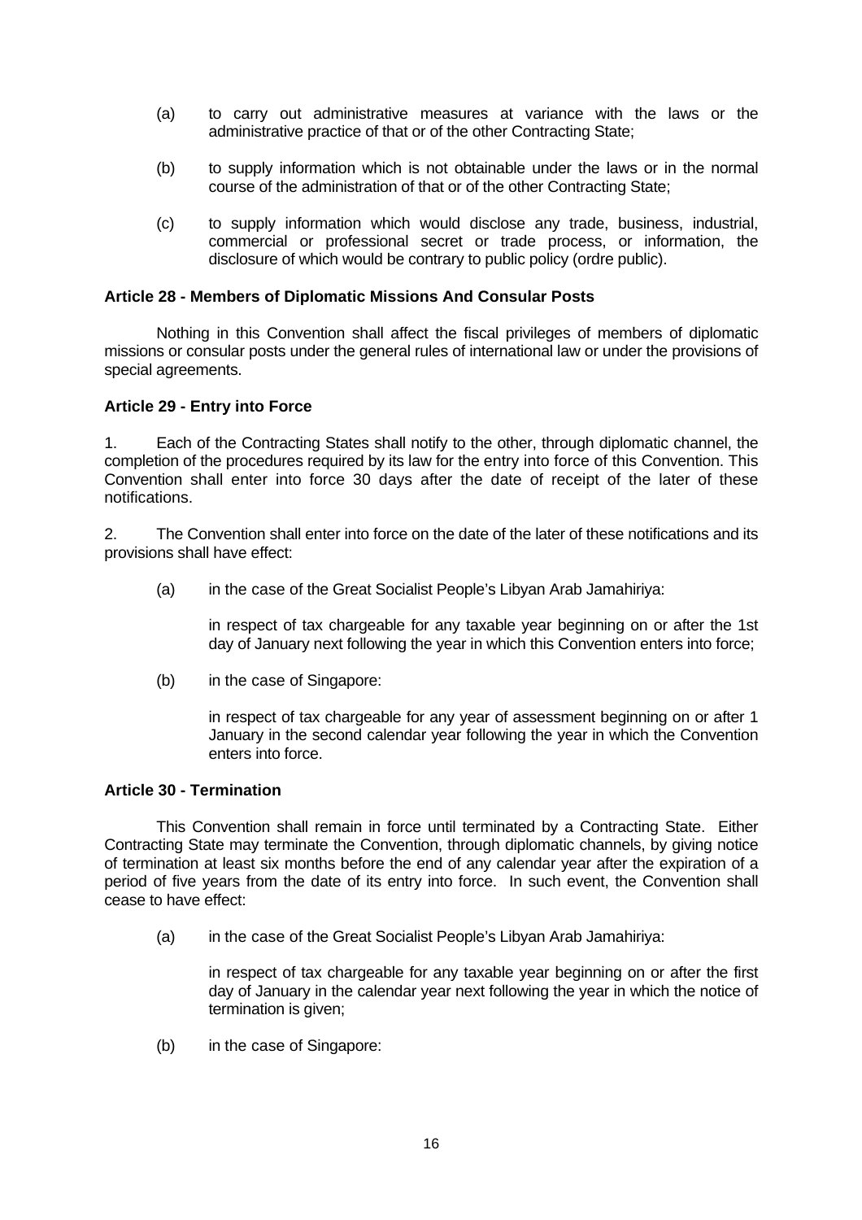(a) to carry out administrative measures at variance with the laws or the administrative practice of that or of the other Contracting State;

(b) to supply information which is not obtainable under the laws or in the normal course of the administration of that or of the other Contracting State;

(c) to supply information which would disclose any trade, business, industrial, commercial or professional secret or trade process, or information, the disclosure of which would be contrary to public policy (ordre public).

**Article 28 - Members of Diplomatic Missions And Consular Posts**

Nothing in this Convention shall affect the fiscal privileges of members of diplomatic missions or consular posts under the general rules of international law or under the provisions of special agreements.

**Article 29 - Entry into Force**

1. Each of the Contracting States shall notify to the other, through diplomatic channel, the completion of the procedures required by its law for the entry into force of this Convention. This Convention shall enter into force 30 days after the date of receipt of the later of these notifications.

2. The Convention shall enter into force on the date of the later of these notifications and its provisions shall have effect:

(a) in the case of the Great Socialist People's Libyan Arab Jamahiriya:

in respect of tax chargeable for any taxable year beginning on or after the 1st day of January next following the year in which this Convention enters into force;

(b) in the case of Singapore:

in respect of tax chargeable for any year of assessment beginning on or after 1 January in the second calendar year following the year in which the Convention enters into force.

**Article 30 - Termination**

This Convention shall remain in force until terminated by a Contracting State. Either Contracting State may terminate the Convention, through diplomatic channels, by giving notice of termination at least six months before the end of any calendar year after the expiration of a period of five years from the date of its entry into force. In such event, the Convention shall cease to have effect:

(a) in the case of the Great Socialist People's Libyan Arab Jamahiriya:

in respect of tax chargeable for any taxable year beginning on or after the first day of January in the calendar year next following the year in which the notice of termination is given;

(b) in the case of Singapore: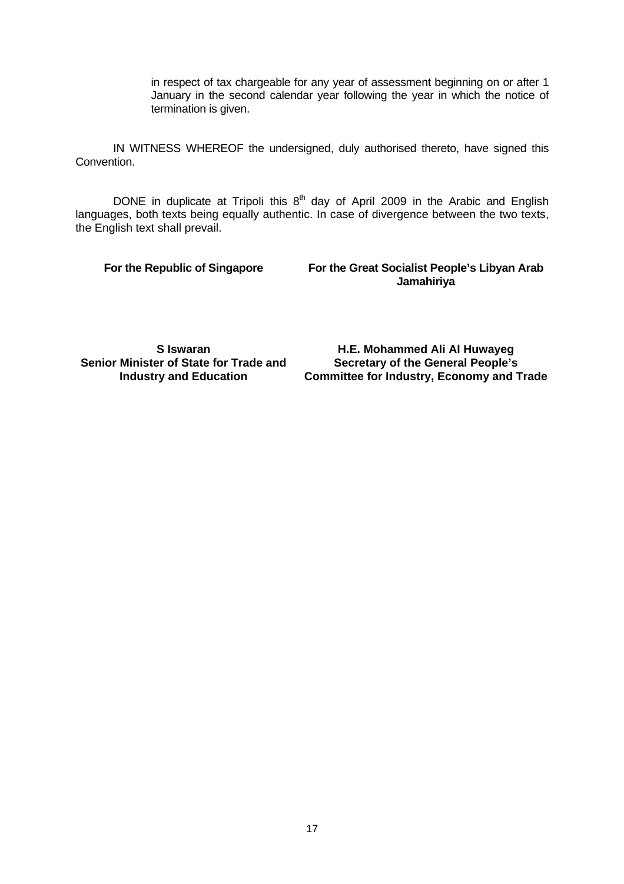in respect of tax chargeable for any year of assessment beginning on or after 1 January in the second calendar year following the year in which the notice of termination is given.

IN WITNESS WHEREOF the undersigned, duly authorised thereto, have signed this Convention.

DONE in duplicate at Tripoli this 8th day of April 2009 in the Arabic and English languages, both texts being equally authentic. In case of divergence between the two texts, the English text shall prevail.

| | |
|---|---|
| **For the Republic of Singapore** | **For the Great Socialist People's Libyan Arab Jamahiriya** |
| **S Iswaran**<br>**Senior Minister of State for Trade and Industry and Education** | **H.E. Mohammed Ali Al Huwayeg**<br>**Secretary of the General People's Committee for Industry, Economy and Trade** |